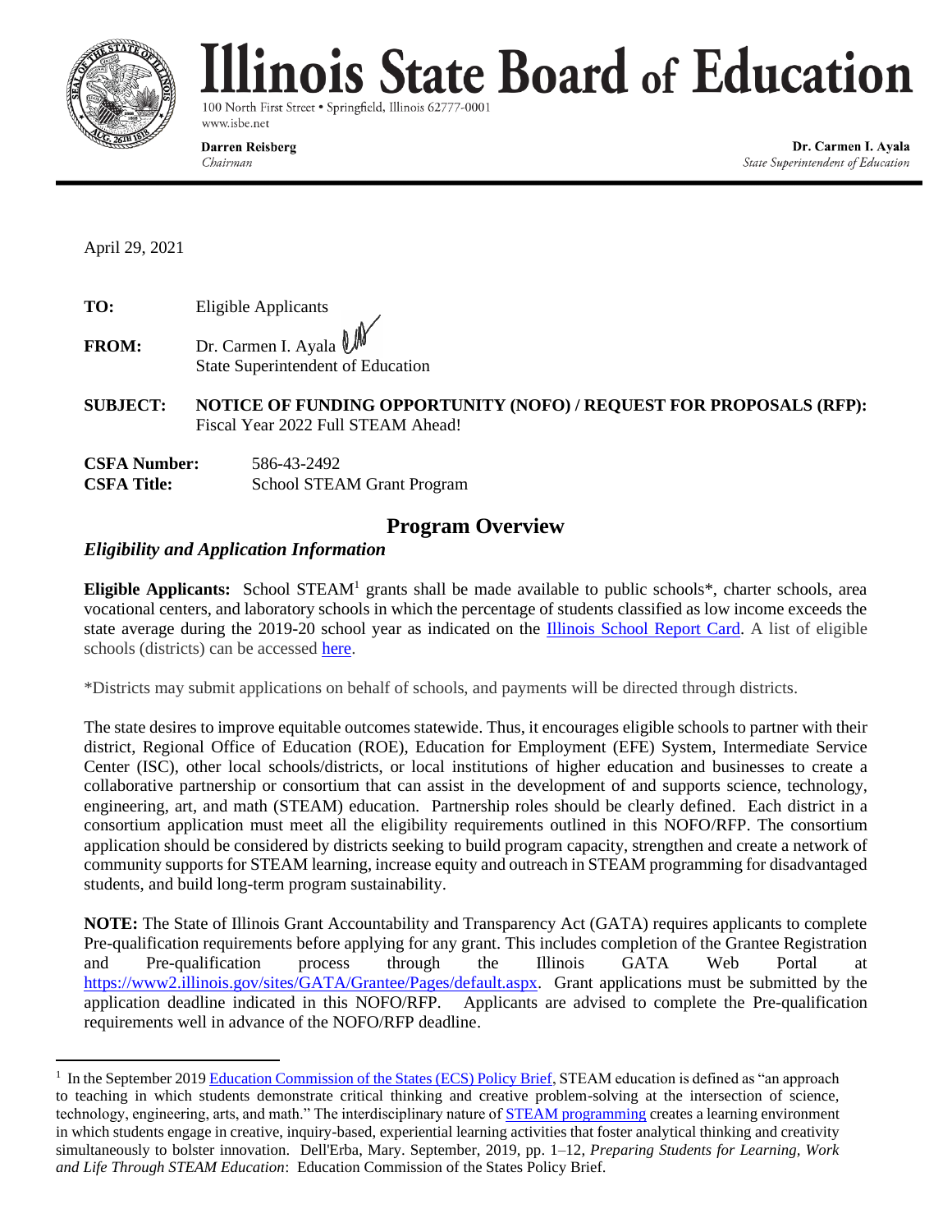# Illinois State Board of Education

100 North First Street • Springfield, Illinois 62777-0001
www.isbe.net

**Darren Reisberg**
*Chairman*

**Dr. Carmen I. Ayala**
*State Superintendent of Education*

April 29, 2021

**TO:** Eligible Applicants

**FROM:** Dr. Carmen I. Ayala
State Superintendent of Education

**SUBJECT: NOTICE OF FUNDING OPPORTUNITY (NOFO) / REQUEST FOR PROPOSALS (RFP):** Fiscal Year 2022 Full STEAM Ahead!

**CSFA Number:** 586-43-2492
**CSFA Title:** School STEAM Grant Program

## Program Overview

### *Eligibility and Application Information*

**Eligible Applicants:** School STEAM[1] grants shall be made available to public schools*, charter schools, area vocational centers, and laboratory schools in which the percentage of students classified as low income exceeds the state average during the 2019-20 school year as indicated on the [Illinois School Report Card](). A list of eligible schools (districts) can be accessed [here]().

*Districts may submit applications on behalf of schools, and payments will be directed through districts.

The state desires to improve equitable outcomes statewide. Thus, it encourages eligible schools to partner with their district, Regional Office of Education (ROE), Education for Employment (EFE) System, Intermediate Service Center (ISC), other local schools/districts, or local institutions of higher education and businesses to create a collaborative partnership or consortium that can assist in the development of and supports science, technology, engineering, art, and math (STEAM) education. Partnership roles should be clearly defined. Each district in a consortium application must meet all the eligibility requirements outlined in this NOFO/RFP. The consortium application should be considered by districts seeking to build program capacity, strengthen and create a network of community supports for STEAM learning, increase equity and outreach in STEAM programming for disadvantaged students, and build long-term program sustainability.

**NOTE:** The State of Illinois Grant Accountability and Transparency Act (GATA) requires applicants to complete Pre-qualification requirements before applying for any grant. This includes completion of the Grantee Registration and Pre-qualification process through the Illinois GATA Web Portal at https://www2.illinois.gov/sites/GATA/Grantee/Pages/default.aspx. Grant applications must be submitted by the application deadline indicated in this NOFO/RFP. Applicants are advised to complete the Pre-qualification requirements well in advance of the NOFO/RFP deadline.

---

[1] In the September 2019 [Education Commission of the States (ECS) Policy Brief](), STEAM education is defined as "an approach to teaching in which students demonstrate critical thinking and creative problem-solving at the intersection of science, technology, engineering, arts, and math." The interdisciplinary nature of [STEAM programming]() creates a learning environment in which students engage in creative, inquiry-based, experiential learning activities that foster analytical thinking and creativity simultaneously to bolster innovation. Dell'Erba, Mary. September, 2019, pp. 1–12, *Preparing Students for Learning, Work and Life Through STEAM Education*: Education Commission of the States Policy Brief.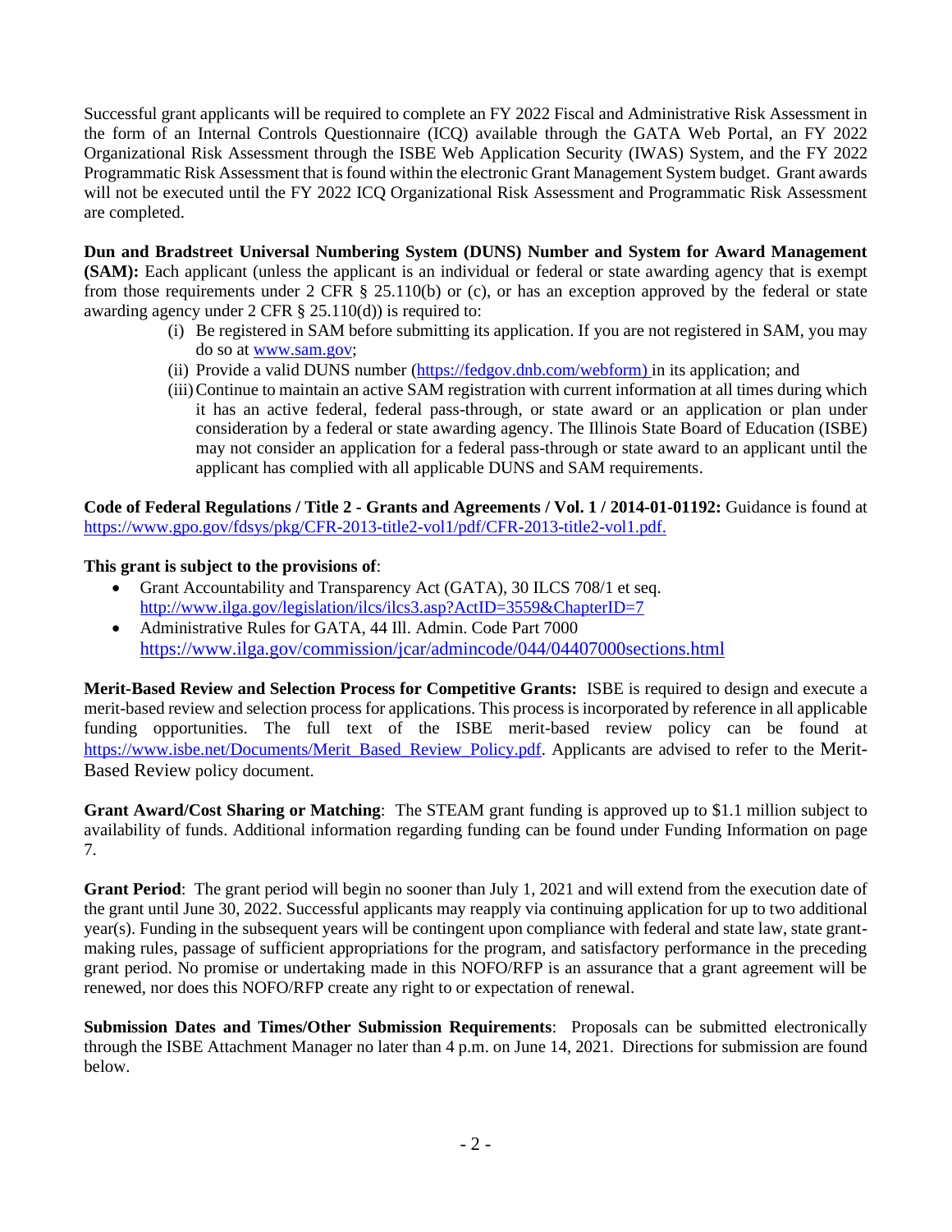Successful grant applicants will be required to complete an FY 2022 Fiscal and Administrative Risk Assessment in the form of an Internal Controls Questionnaire (ICQ) available through the GATA Web Portal, an FY 2022 Organizational Risk Assessment through the ISBE Web Application Security (IWAS) System, and the FY 2022 Programmatic Risk Assessment that is found within the electronic Grant Management System budget. Grant awards will not be executed until the FY 2022 ICQ Organizational Risk Assessment and Programmatic Risk Assessment are completed.

**Dun and Bradstreet Universal Numbering System (DUNS) Number and System for Award Management (SAM):** Each applicant (unless the applicant is an individual or federal or state awarding agency that is exempt from those requirements under 2 CFR § 25.110(b) or (c), or has an exception approved by the federal or state awarding agency under 2 CFR § 25.110(d)) is required to:

(i) Be registered in SAM before submitting its application. If you are not registered in SAM, you may do so at www.sam.gov;

(ii) Provide a valid DUNS number (https://fedgov.dnb.com/webform) in its application; and

(iii) Continue to maintain an active SAM registration with current information at all times during which it has an active federal, federal pass-through, or state award or an application or plan under consideration by a federal or state awarding agency. The Illinois State Board of Education (ISBE) may not consider an application for a federal pass-through or state award to an applicant until the applicant has complied with all applicable DUNS and SAM requirements.

**Code of Federal Regulations / Title 2 - Grants and Agreements / Vol. 1 / 2014-01-01192:** Guidance is found at https://www.gpo.gov/fdsys/pkg/CFR-2013-title2-vol1/pdf/CFR-2013-title2-vol1.pdf.

**This grant is subject to the provisions of**:

- Grant Accountability and Transparency Act (GATA), 30 ILCS 708/1 et seq. http://www.ilga.gov/legislation/ilcs/ilcs3.asp?ActID=3559&ChapterID=7
- Administrative Rules for GATA, 44 Ill. Admin. Code Part 7000 https://www.ilga.gov/commission/jcar/admincode/044/04407000sections.html

**Merit-Based Review and Selection Process for Competitive Grants:** ISBE is required to design and execute a merit-based review and selection process for applications. This process is incorporated by reference in all applicable funding opportunities. The full text of the ISBE merit-based review policy can be found at https://www.isbe.net/Documents/Merit_Based_Review_Policy.pdf. Applicants are advised to refer to the Merit-Based Review policy document.

**Grant Award/Cost Sharing or Matching**: The STEAM grant funding is approved up to $1.1 million subject to availability of funds. Additional information regarding funding can be found under Funding Information on page 7.

**Grant Period**: The grant period will begin no sooner than July 1, 2021 and will extend from the execution date of the grant until June 30, 2022. Successful applicants may reapply via continuing application for up to two additional year(s). Funding in the subsequent years will be contingent upon compliance with federal and state law, state grant-making rules, passage of sufficient appropriations for the program, and satisfactory performance in the preceding grant period. No promise or undertaking made in this NOFO/RFP is an assurance that a grant agreement will be renewed, nor does this NOFO/RFP create any right to or expectation of renewal.

**Submission Dates and Times/Other Submission Requirements**: Proposals can be submitted electronically through the ISBE Attachment Manager no later than 4 p.m. on June 14, 2021. Directions for submission are found below.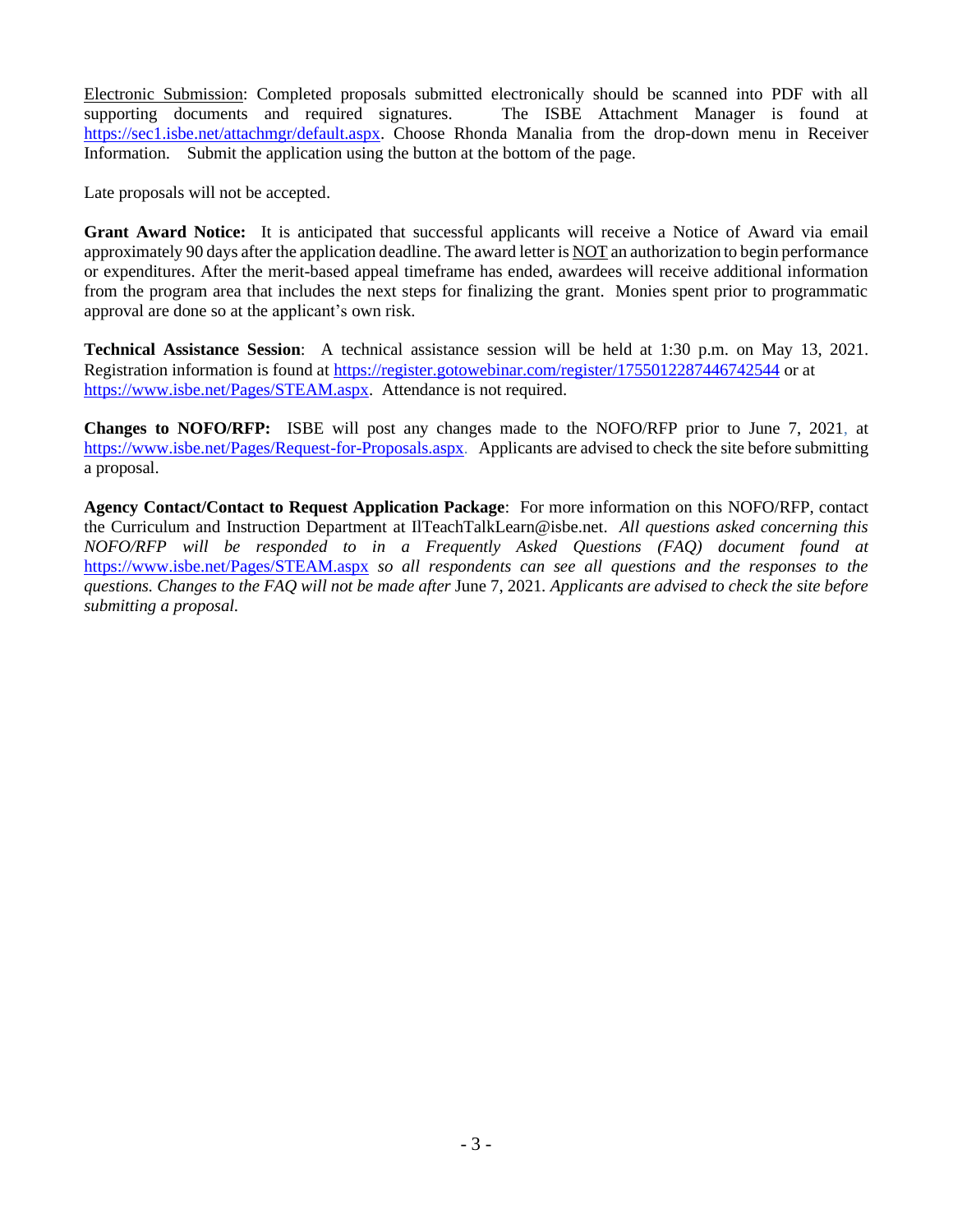Electronic Submission: Completed proposals submitted electronically should be scanned into PDF with all supporting documents and required signatures. The ISBE Attachment Manager is found at https://sec1.isbe.net/attachmgr/default.aspx. Choose Rhonda Manalia from the drop-down menu in Receiver Information. Submit the application using the button at the bottom of the page.

Late proposals will not be accepted.

**Grant Award Notice:** It is anticipated that successful applicants will receive a Notice of Award via email approximately 90 days after the application deadline. The award letter is NOT an authorization to begin performance or expenditures. After the merit-based appeal timeframe has ended, awardees will receive additional information from the program area that includes the next steps for finalizing the grant. Monies spent prior to programmatic approval are done so at the applicant's own risk.

**Technical Assistance Session**: A technical assistance session will be held at 1:30 p.m. on May 13, 2021. Registration information is found at https://register.gotowebinar.com/register/1755012287446742544 or at https://www.isbe.net/Pages/STEAM.aspx. Attendance is not required.

**Changes to NOFO/RFP:** ISBE will post any changes made to the NOFO/RFP prior to June 7, 2021, at https://www.isbe.net/Pages/Request-for-Proposals.aspx. Applicants are advised to check the site before submitting a proposal.

**Agency Contact/Contact to Request Application Package**: For more information on this NOFO/RFP, contact the Curriculum and Instruction Department at IlTeachTalkLearn@isbe.net. *All questions asked concerning this NOFO/RFP will be responded to in a Frequently Asked Questions (FAQ) document found at* https://www.isbe.net/Pages/STEAM.aspx *so all respondents can see all questions and the responses to the questions. Changes to the FAQ will not be made after* June 7, 2021. *Applicants are advised to check the site before submitting a proposal.*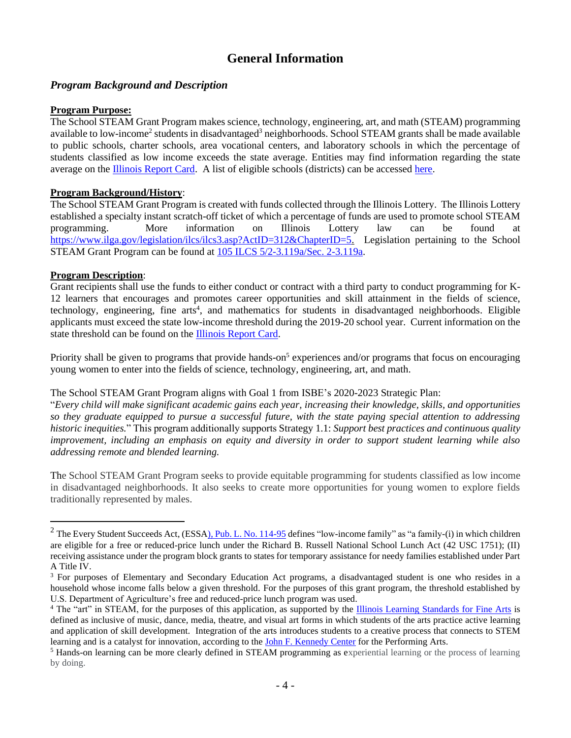# General Information

## *Program Background and Description*

**Program Purpose:**

The School STEAM Grant Program makes science, technology, engineering, art, and math (STEAM) programming available to low-income[2] students in disadvantaged[3] neighborhoods. School STEAM grants shall be made available to public schools, charter schools, area vocational centers, and laboratory schools in which the percentage of students classified as low income exceeds the state average. Entities may find information regarding the state average on the Illinois Report Card. A list of eligible schools (districts) can be accessed here.

**Program Background/History**:

The School STEAM Grant Program is created with funds collected through the Illinois Lottery. The Illinois Lottery established a specialty instant scratch-off ticket of which a percentage of funds are used to promote school STEAM programming. More information on Illinois Lottery law can be found at https://www.ilga.gov/legislation/ilcs/ilcs3.asp?ActID=312&ChapterID=5. Legislation pertaining to the School STEAM Grant Program can be found at 105 ILCS 5/2-3.119a/Sec. 2-3.119a.

**Program Description**:

Grant recipients shall use the funds to either conduct or contract with a third party to conduct programming for K-12 learners that encourages and promotes career opportunities and skill attainment in the fields of science, technology, engineering, fine arts[4], and mathematics for students in disadvantaged neighborhoods. Eligible applicants must exceed the state low-income threshold during the 2019-20 school year. Current information on the state threshold can be found on the Illinois Report Card.

Priority shall be given to programs that provide hands-on[5] experiences and/or programs that focus on encouraging young women to enter into the fields of science, technology, engineering, art, and math.

The School STEAM Grant Program aligns with Goal 1 from ISBE's 2020-2023 Strategic Plan:
"*Every child will make significant academic gains each year, increasing their knowledge, skills, and opportunities so they graduate equipped to pursue a successful future, with the state paying special attention to addressing historic inequities.*" This program additionally supports Strategy 1.1: *Support best practices and continuous quality improvement, including an emphasis on equity and diversity in order to support student learning while also addressing remote and blended learning.*

The School STEAM Grant Program seeks to provide equitable programming for students classified as low income in disadvantaged neighborhoods. It also seeks to create more opportunities for young women to explore fields traditionally represented by males.

---

[2] The Every Student Succeeds Act, (ESSA), Pub. L. No. 114-95 defines "low-income family" as "a family-(i) in which children are eligible for a free or reduced-price lunch under the Richard B. Russell National School Lunch Act (42 USC 1751); (II) receiving assistance under the program block grants to states for temporary assistance for needy families established under Part A Title IV.

[3] For purposes of Elementary and Secondary Education Act programs, a disadvantaged student is one who resides in a household whose income falls below a given threshold. For the purposes of this grant program, the threshold established by U.S. Department of Agriculture's free and reduced-price lunch program was used.

[4] The "art" in STEAM, for the purposes of this application, as supported by the Illinois Learning Standards for Fine Arts is defined as inclusive of music, dance, media, theatre, and visual art forms in which students of the arts practice active learning and application of skill development. Integration of the arts introduces students to a creative process that connects to STEM learning and is a catalyst for innovation, according to the John F. Kennedy Center for the Performing Arts.

[5] Hands-on learning can be more clearly defined in STEAM programming as experiential learning or the process of learning by doing.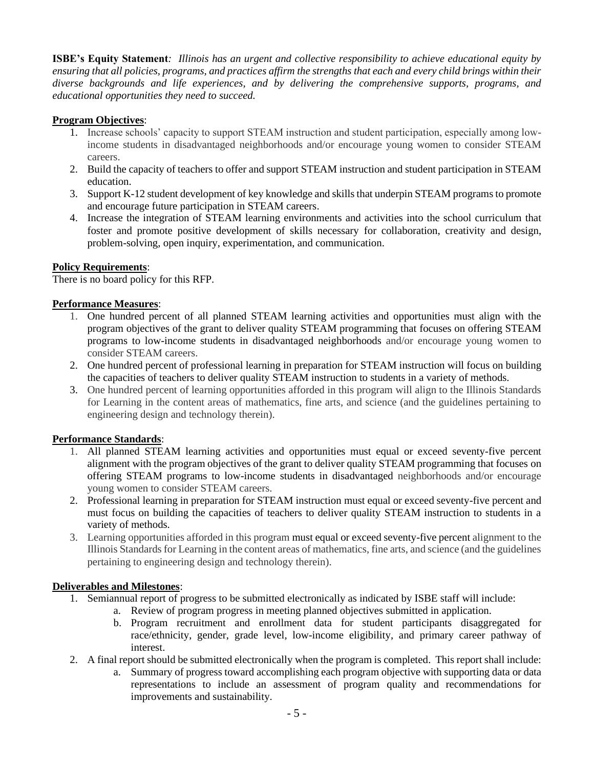**ISBE's Equity Statement***: Illinois has an urgent and collective responsibility to achieve educational equity by ensuring that all policies, programs, and practices affirm the strengths that each and every child brings within their diverse backgrounds and life experiences, and by delivering the comprehensive supports, programs, and educational opportunities they need to succeed.*

**Program Objectives**:

1. Increase schools' capacity to support STEAM instruction and student participation, especially among low-income students in disadvantaged neighborhoods and/or encourage young women to consider STEAM careers.
2. Build the capacity of teachers to offer and support STEAM instruction and student participation in STEAM education.
3. Support K-12 student development of key knowledge and skills that underpin STEAM programs to promote and encourage future participation in STEAM careers.
4. Increase the integration of STEAM learning environments and activities into the school curriculum that foster and promote positive development of skills necessary for collaboration, creativity and design, problem-solving, open inquiry, experimentation, and communication.

**Policy Requirements**:

There is no board policy for this RFP.

**Performance Measures**:

1. One hundred percent of all planned STEAM learning activities and opportunities must align with the program objectives of the grant to deliver quality STEAM programming that focuses on offering STEAM programs to low-income students in disadvantaged neighborhoods and/or encourage young women to consider STEAM careers.
2. One hundred percent of professional learning in preparation for STEAM instruction will focus on building the capacities of teachers to deliver quality STEAM instruction to students in a variety of methods.
3. One hundred percent of learning opportunities afforded in this program will align to the Illinois Standards for Learning in the content areas of mathematics, fine arts, and science (and the guidelines pertaining to engineering design and technology therein).

**Performance Standards**:

1. All planned STEAM learning activities and opportunities must equal or exceed seventy-five percent alignment with the program objectives of the grant to deliver quality STEAM programming that focuses on offering STEAM programs to low-income students in disadvantaged neighborhoods and/or encourage young women to consider STEAM careers.
2. Professional learning in preparation for STEAM instruction must equal or exceed seventy-five percent and must focus on building the capacities of teachers to deliver quality STEAM instruction to students in a variety of methods.
3. Learning opportunities afforded in this program must equal or exceed seventy-five percent alignment to the Illinois Standards for Learning in the content areas of mathematics, fine arts, and science (and the guidelines pertaining to engineering design and technology therein).

**Deliverables and Milestones**:

1. Semiannual report of progress to be submitted electronically as indicated by ISBE staff will include:
   a. Review of program progress in meeting planned objectives submitted in application.
   b. Program recruitment and enrollment data for student participants disaggregated for race/ethnicity, gender, grade level, low-income eligibility, and primary career pathway of interest.
2. A final report should be submitted electronically when the program is completed. This report shall include:
   a. Summary of progress toward accomplishing each program objective with supporting data or data representations to include an assessment of program quality and recommendations for improvements and sustainability.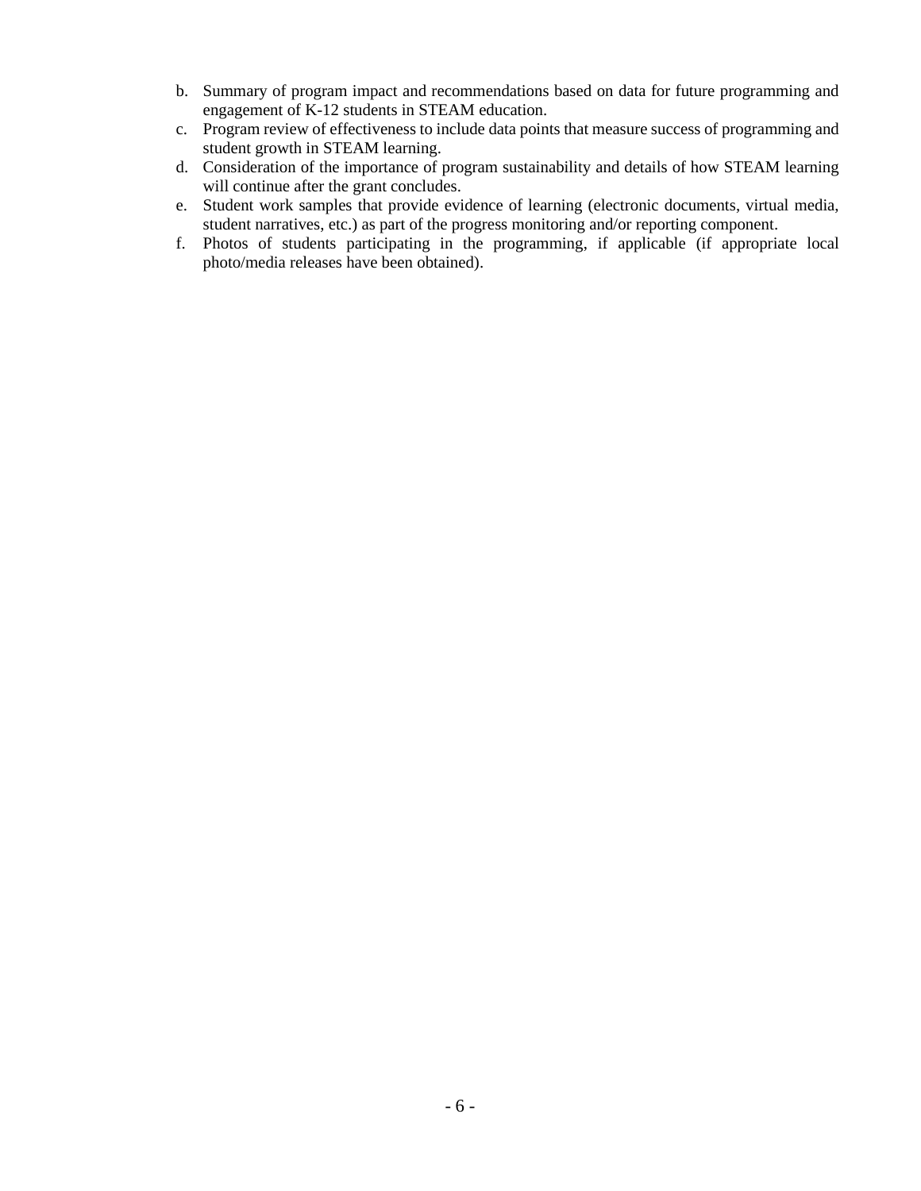b. Summary of program impact and recommendations based on data for future programming and engagement of K-12 students in STEAM education.
c. Program review of effectiveness to include data points that measure success of programming and student growth in STEAM learning.
d. Consideration of the importance of program sustainability and details of how STEAM learning will continue after the grant concludes.
e. Student work samples that provide evidence of learning (electronic documents, virtual media, student narratives, etc.) as part of the progress monitoring and/or reporting component.
f. Photos of students participating in the programming, if applicable (if appropriate local photo/media releases have been obtained).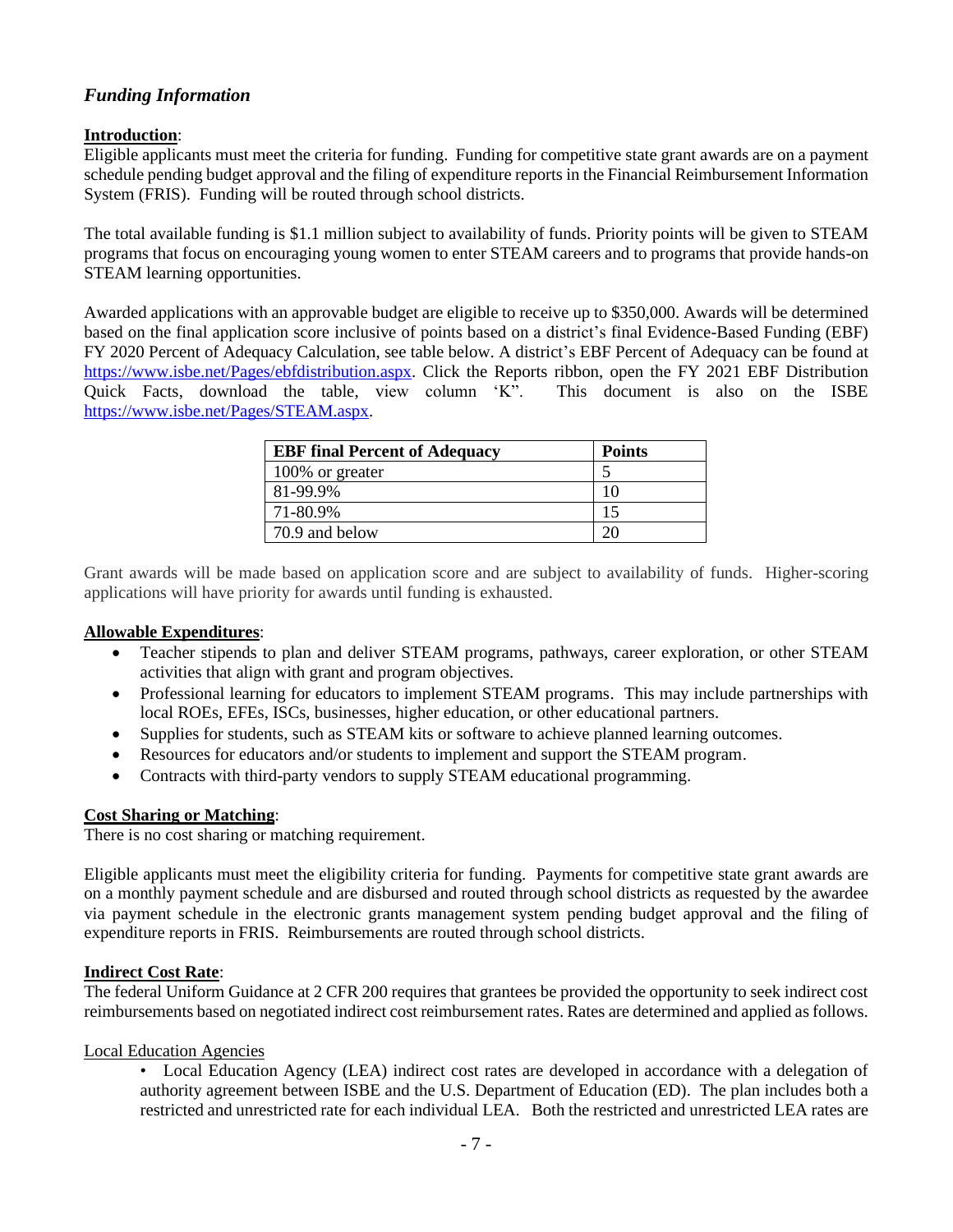## *Funding Information*

**Introduction**:
Eligible applicants must meet the criteria for funding. Funding for competitive state grant awards are on a payment schedule pending budget approval and the filing of expenditure reports in the Financial Reimbursement Information System (FRIS). Funding will be routed through school districts.

The total available funding is $1.1 million subject to availability of funds. Priority points will be given to STEAM programs that focus on encouraging young women to enter STEAM careers and to programs that provide hands-on STEAM learning opportunities.

Awarded applications with an approvable budget are eligible to receive up to $350,000. Awards will be determined based on the final application score inclusive of points based on a district's final Evidence-Based Funding (EBF) FY 2020 Percent of Adequacy Calculation, see table below. A district's EBF Percent of Adequacy can be found at https://www.isbe.net/Pages/ebfdistribution.aspx. Click the Reports ribbon, open the FY 2021 EBF Distribution Quick Facts, download the table, view column 'K". This document is also on the ISBE https://www.isbe.net/Pages/STEAM.aspx.

| EBF final Percent of Adequacy | Points |
|---|---|
| 100% or greater | 5 |
| 81-99.9% | 10 |
| 71-80.9% | 15 |
| 70.9 and below | 20 |

Grant awards will be made based on application score and are subject to availability of funds. Higher-scoring applications will have priority for awards until funding is exhausted.

**Allowable Expenditures**:

- Teacher stipends to plan and deliver STEAM programs, pathways, career exploration, or other STEAM activities that align with grant and program objectives.
- Professional learning for educators to implement STEAM programs. This may include partnerships with local ROEs, EFEs, ISCs, businesses, higher education, or other educational partners.
- Supplies for students, such as STEAM kits or software to achieve planned learning outcomes.
- Resources for educators and/or students to implement and support the STEAM program.
- Contracts with third-party vendors to supply STEAM educational programming.

**Cost Sharing or Matching**:
There is no cost sharing or matching requirement.

Eligible applicants must meet the eligibility criteria for funding. Payments for competitive state grant awards are on a monthly payment schedule and are disbursed and routed through school districts as requested by the awardee via payment schedule in the electronic grants management system pending budget approval and the filing of expenditure reports in FRIS. Reimbursements are routed through school districts.

**Indirect Cost Rate**:
The federal Uniform Guidance at 2 CFR 200 requires that grantees be provided the opportunity to seek indirect cost reimbursements based on negotiated indirect cost reimbursement rates. Rates are determined and applied as follows.

Local Education Agencies

- Local Education Agency (LEA) indirect cost rates are developed in accordance with a delegation of authority agreement between ISBE and the U.S. Department of Education (ED). The plan includes both a restricted and unrestricted rate for each individual LEA. Both the restricted and unrestricted LEA rates are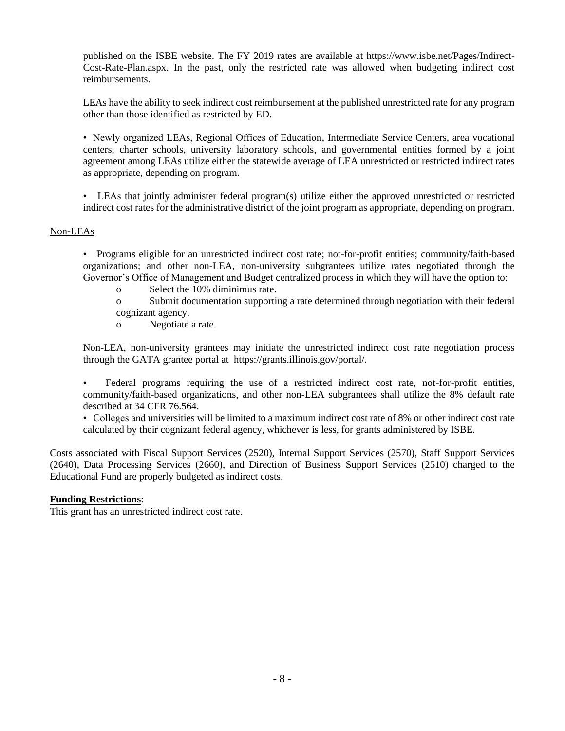published on the ISBE website. The FY 2019 rates are available at https://www.isbe.net/Pages/Indirect-Cost-Rate-Plan.aspx. In the past, only the restricted rate was allowed when budgeting indirect cost reimbursements.

LEAs have the ability to seek indirect cost reimbursement at the published unrestricted rate for any program other than those identified as restricted by ED.

- Newly organized LEAs, Regional Offices of Education, Intermediate Service Centers, area vocational centers, charter schools, university laboratory schools, and governmental entities formed by a joint agreement among LEAs utilize either the statewide average of LEA unrestricted or restricted indirect rates as appropriate, depending on program.

- LEAs that jointly administer federal program(s) utilize either the approved unrestricted or restricted indirect cost rates for the administrative district of the joint program as appropriate, depending on program.

Non-LEAs

- Programs eligible for an unrestricted indirect cost rate; not-for-profit entities; community/faith-based organizations; and other non-LEA, non-university subgrantees utilize rates negotiated through the Governor's Office of Management and Budget centralized process in which they will have the option to:
  - Select the 10% diminimus rate.
  - Submit documentation supporting a rate determined through negotiation with their federal cognizant agency.
  - Negotiate a rate.

Non-LEA, non-university grantees may initiate the unrestricted indirect cost rate negotiation process through the GATA grantee portal at https://grants.illinois.gov/portal/.

- Federal programs requiring the use of a restricted indirect cost rate, not-for-profit entities, community/faith-based organizations, and other non-LEA subgrantees shall utilize the 8% default rate described at 34 CFR 76.564.
- Colleges and universities will be limited to a maximum indirect cost rate of 8% or other indirect cost rate calculated by their cognizant federal agency, whichever is less, for grants administered by ISBE.

Costs associated with Fiscal Support Services (2520), Internal Support Services (2570), Staff Support Services (2640), Data Processing Services (2660), and Direction of Business Support Services (2510) charged to the Educational Fund are properly budgeted as indirect costs.

**Funding Restrictions**:

This grant has an unrestricted indirect cost rate.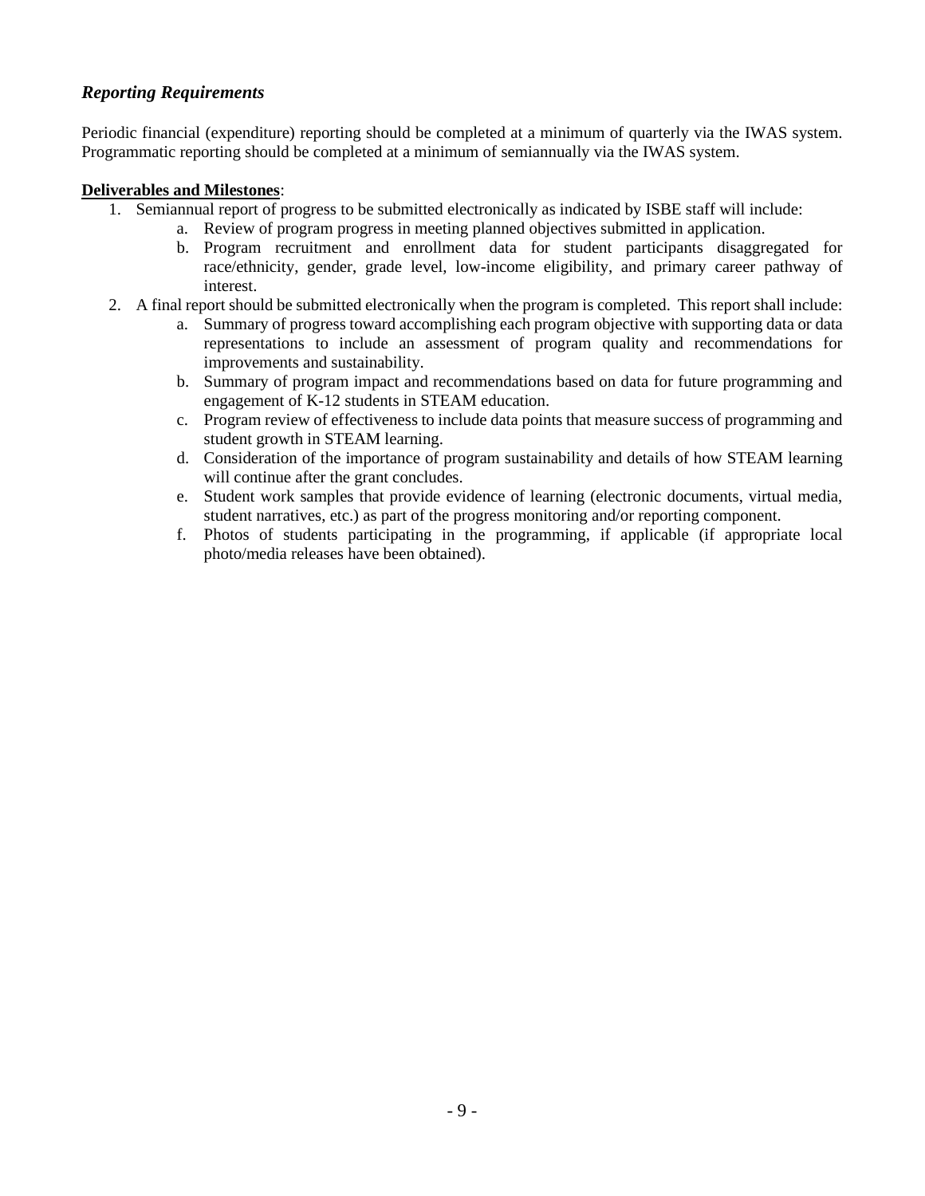### *Reporting Requirements*

Periodic financial (expenditure) reporting should be completed at a minimum of quarterly via the IWAS system. Programmatic reporting should be completed at a minimum of semiannually via the IWAS system.

**Deliverables and Milestones**:

1. Semiannual report of progress to be submitted electronically as indicated by ISBE staff will include:
   a. Review of program progress in meeting planned objectives submitted in application.
   b. Program recruitment and enrollment data for student participants disaggregated for race/ethnicity, gender, grade level, low-income eligibility, and primary career pathway of interest.
2. A final report should be submitted electronically when the program is completed. This report shall include:
   a. Summary of progress toward accomplishing each program objective with supporting data or data representations to include an assessment of program quality and recommendations for improvements and sustainability.
   b. Summary of program impact and recommendations based on data for future programming and engagement of K-12 students in STEAM education.
   c. Program review of effectiveness to include data points that measure success of programming and student growth in STEAM learning.
   d. Consideration of the importance of program sustainability and details of how STEAM learning will continue after the grant concludes.
   e. Student work samples that provide evidence of learning (electronic documents, virtual media, student narratives, etc.) as part of the progress monitoring and/or reporting component.
   f. Photos of students participating in the programming, if applicable (if appropriate local photo/media releases have been obtained).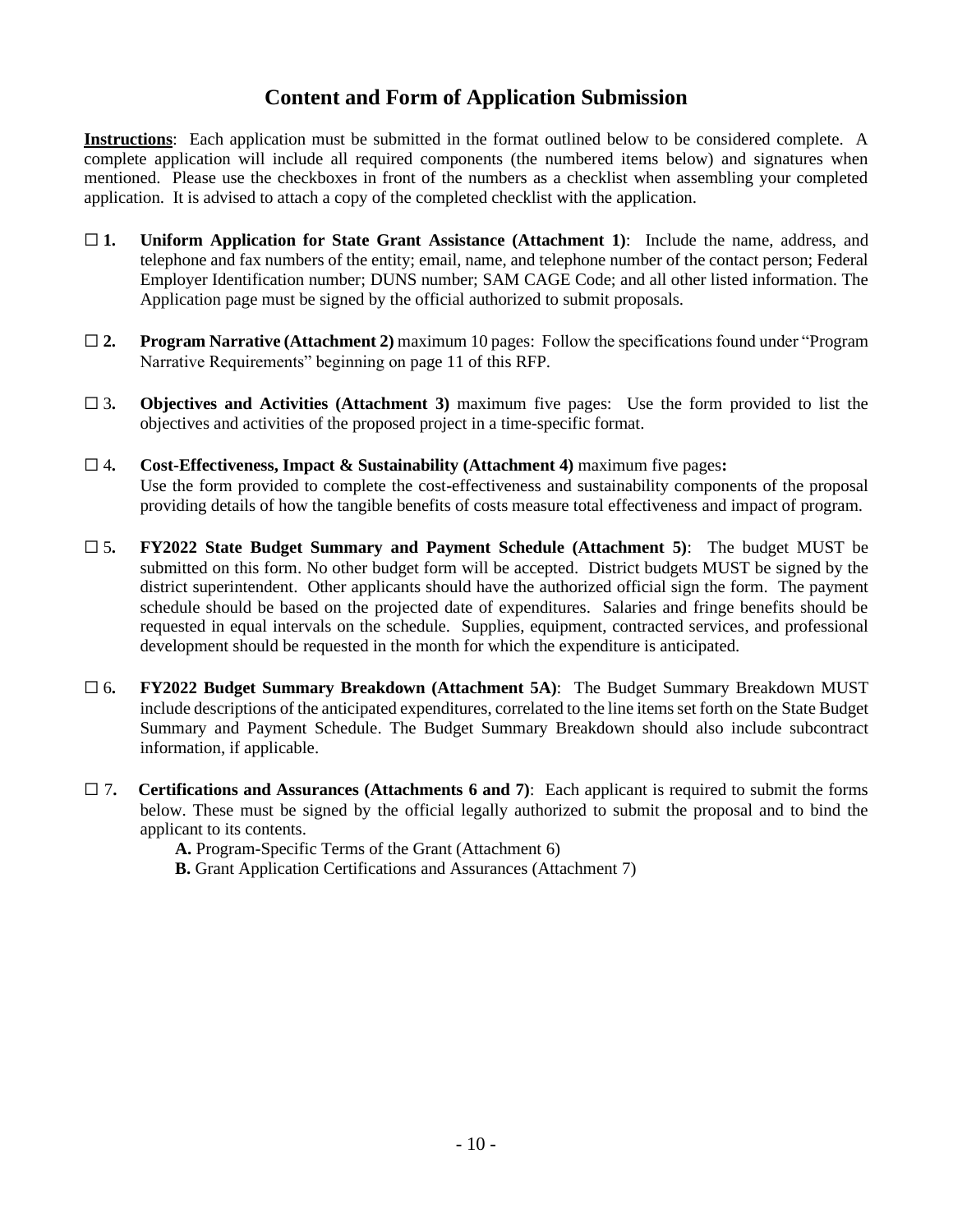# Content and Form of Application Submission

**Instructions**: Each application must be submitted in the format outlined below to be considered complete. A complete application will include all required components (the numbered items below) and signatures when mentioned. Please use the checkboxes in front of the numbers as a checklist when assembling your completed application. It is advised to attach a copy of the completed checklist with the application.

☐ **1. Uniform Application for State Grant Assistance (Attachment 1)**: Include the name, address, and telephone and fax numbers of the entity; email, name, and telephone number of the contact person; Federal Employer Identification number; DUNS number; SAM CAGE Code; and all other listed information. The Application page must be signed by the official authorized to submit proposals.

☐ **2. Program Narrative (Attachment 2)** maximum 10 pages: Follow the specifications found under "Program Narrative Requirements" beginning on page 11 of this RFP.

☐ 3**. Objectives and Activities (Attachment 3)** maximum five pages: Use the form provided to list the objectives and activities of the proposed project in a time-specific format.

☐ 4**. Cost-Effectiveness, Impact & Sustainability (Attachment 4)** maximum five pages**:** Use the form provided to complete the cost-effectiveness and sustainability components of the proposal providing details of how the tangible benefits of costs measure total effectiveness and impact of program.

☐ 5**. FY2022 State Budget Summary and Payment Schedule (Attachment 5)**: The budget MUST be submitted on this form. No other budget form will be accepted. District budgets MUST be signed by the district superintendent. Other applicants should have the authorized official sign the form. The payment schedule should be based on the projected date of expenditures. Salaries and fringe benefits should be requested in equal intervals on the schedule. Supplies, equipment, contracted services, and professional development should be requested in the month for which the expenditure is anticipated.

☐ 6**. FY2022 Budget Summary Breakdown (Attachment 5A)**: The Budget Summary Breakdown MUST include descriptions of the anticipated expenditures, correlated to the line items set forth on the State Budget Summary and Payment Schedule. The Budget Summary Breakdown should also include subcontract information, if applicable.

☐ 7**. Certifications and Assurances (Attachments 6 and 7)**: Each applicant is required to submit the forms below. These must be signed by the official legally authorized to submit the proposal and to bind the applicant to its contents.

**A.** Program-Specific Terms of the Grant (Attachment 6)

**B.** Grant Application Certifications and Assurances (Attachment 7)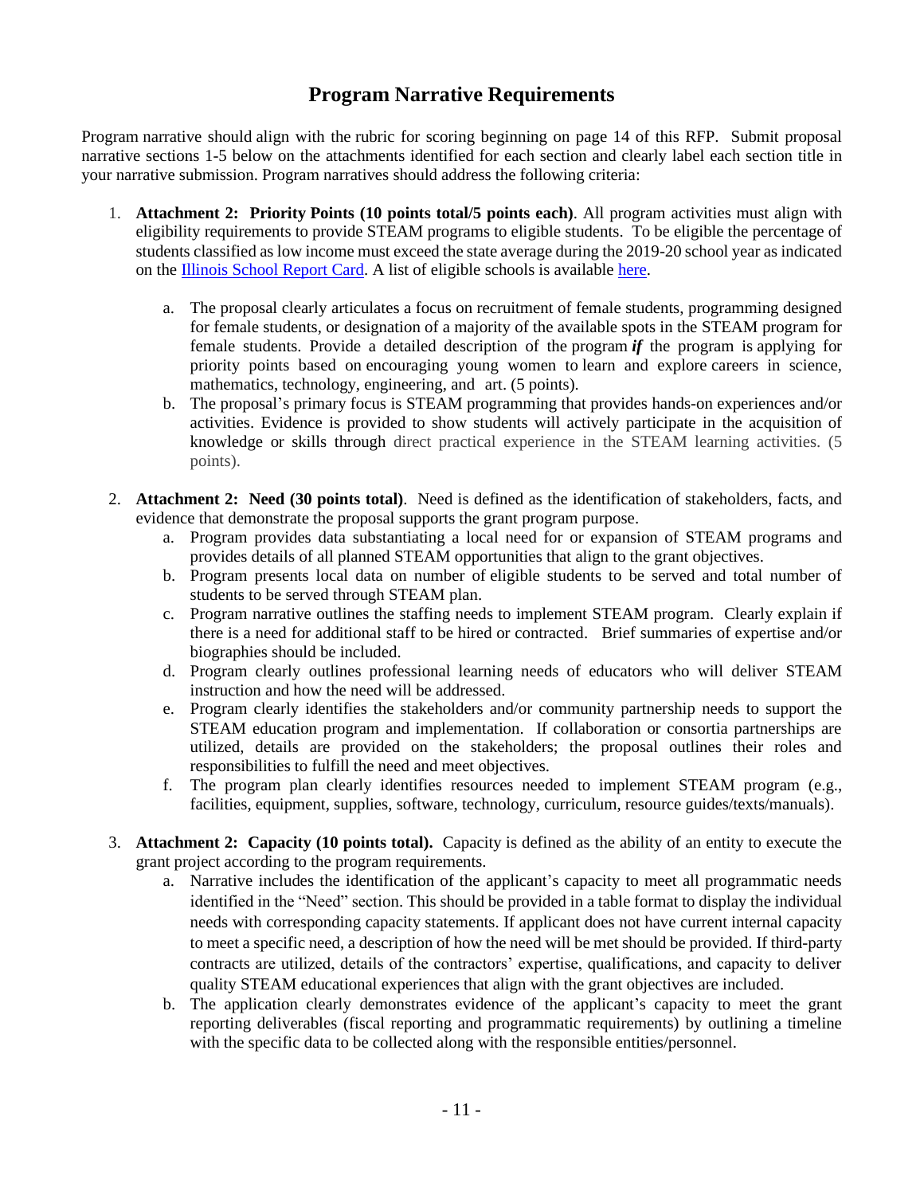## Program Narrative Requirements

Program narrative should align with the rubric for scoring beginning on page 14 of this RFP. Submit proposal narrative sections 1-5 below on the attachments identified for each section and clearly label each section title in your narrative submission. Program narratives should address the following criteria:

1. **Attachment 2: Priority Points (10 points total/5 points each)**. All program activities must align with eligibility requirements to provide STEAM programs to eligible students. To be eligible the percentage of students classified as low income must exceed the state average during the 2019-20 school year as indicated on the Illinois School Report Card. A list of eligible schools is available here.

    a. The proposal clearly articulates a focus on recruitment of female students, programming designed for female students, or designation of a majority of the available spots in the STEAM program for female students. Provide a detailed description of the program ***if*** the program is applying for priority points based on encouraging young women to learn and explore careers in science, mathematics, technology, engineering, and art. (5 points).

    b. The proposal's primary focus is STEAM programming that provides hands-on experiences and/or activities. Evidence is provided to show students will actively participate in the acquisition of knowledge or skills through direct practical experience in the STEAM learning activities. (5 points).

2. **Attachment 2: Need (30 points total)**. Need is defined as the identification of stakeholders, facts, and evidence that demonstrate the proposal supports the grant program purpose.

    a. Program provides data substantiating a local need for or expansion of STEAM programs and provides details of all planned STEAM opportunities that align to the grant objectives.

    b. Program presents local data on number of eligible students to be served and total number of students to be served through STEAM plan.

    c. Program narrative outlines the staffing needs to implement STEAM program. Clearly explain if there is a need for additional staff to be hired or contracted. Brief summaries of expertise and/or biographies should be included.

    d. Program clearly outlines professional learning needs of educators who will deliver STEAM instruction and how the need will be addressed.

    e. Program clearly identifies the stakeholders and/or community partnership needs to support the STEAM education program and implementation. If collaboration or consortia partnerships are utilized, details are provided on the stakeholders; the proposal outlines their roles and responsibilities to fulfill the need and meet objectives.

    f. The program plan clearly identifies resources needed to implement STEAM program (e.g., facilities, equipment, supplies, software, technology, curriculum, resource guides/texts/manuals).

3. **Attachment 2: Capacity (10 points total).** Capacity is defined as the ability of an entity to execute the grant project according to the program requirements.

    a. Narrative includes the identification of the applicant's capacity to meet all programmatic needs identified in the "Need" section. This should be provided in a table format to display the individual needs with corresponding capacity statements. If applicant does not have current internal capacity to meet a specific need, a description of how the need will be met should be provided. If third-party contracts are utilized, details of the contractors' expertise, qualifications, and capacity to deliver quality STEAM educational experiences that align with the grant objectives are included.

    b. The application clearly demonstrates evidence of the applicant's capacity to meet the grant reporting deliverables (fiscal reporting and programmatic requirements) by outlining a timeline with the specific data to be collected along with the responsible entities/personnel.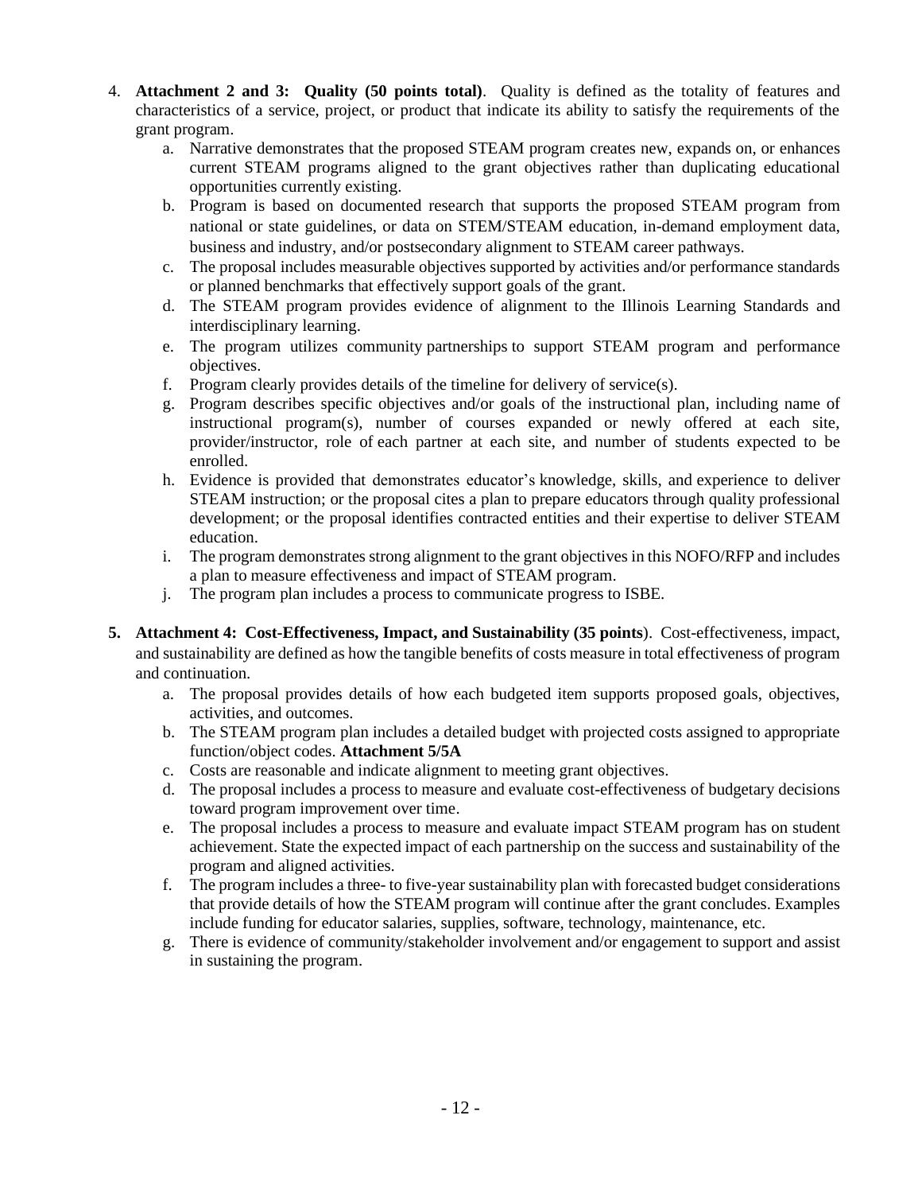4. **Attachment 2 and 3: Quality (50 points total)**. Quality is defined as the totality of features and characteristics of a service, project, or product that indicate its ability to satisfy the requirements of the grant program.
   a. Narrative demonstrates that the proposed STEAM program creates new, expands on, or enhances current STEAM programs aligned to the grant objectives rather than duplicating educational opportunities currently existing.
   b. Program is based on documented research that supports the proposed STEAM program from national or state guidelines, or data on STEM/STEAM education, in-demand employment data, business and industry, and/or postsecondary alignment to STEAM career pathways.
   c. The proposal includes measurable objectives supported by activities and/or performance standards or planned benchmarks that effectively support goals of the grant.
   d. The STEAM program provides evidence of alignment to the Illinois Learning Standards and interdisciplinary learning.
   e. The program utilizes community partnerships to support STEAM program and performance objectives.
   f. Program clearly provides details of the timeline for delivery of service(s).
   g. Program describes specific objectives and/or goals of the instructional plan, including name of instructional program(s), number of courses expanded or newly offered at each site, provider/instructor, role of each partner at each site, and number of students expected to be enrolled.
   h. Evidence is provided that demonstrates educator's knowledge, skills, and experience to deliver STEAM instruction; or the proposal cites a plan to prepare educators through quality professional development; or the proposal identifies contracted entities and their expertise to deliver STEAM education.
   i. The program demonstrates strong alignment to the grant objectives in this NOFO/RFP and includes a plan to measure effectiveness and impact of STEAM program.
   j. The program plan includes a process to communicate progress to ISBE.

5. **Attachment 4: Cost-Effectiveness, Impact, and Sustainability (35 points**). Cost-effectiveness, impact, and sustainability are defined as how the tangible benefits of costs measure in total effectiveness of program and continuation.
   a. The proposal provides details of how each budgeted item supports proposed goals, objectives, activities, and outcomes.
   b. The STEAM program plan includes a detailed budget with projected costs assigned to appropriate function/object codes. **Attachment 5/5A**
   c. Costs are reasonable and indicate alignment to meeting grant objectives.
   d. The proposal includes a process to measure and evaluate cost-effectiveness of budgetary decisions toward program improvement over time.
   e. The proposal includes a process to measure and evaluate impact STEAM program has on student achievement. State the expected impact of each partnership on the success and sustainability of the program and aligned activities.
   f. The program includes a three- to five-year sustainability plan with forecasted budget considerations that provide details of how the STEAM program will continue after the grant concludes. Examples include funding for educator salaries, supplies, software, technology, maintenance, etc.
   g. There is evidence of community/stakeholder involvement and/or engagement to support and assist in sustaining the program.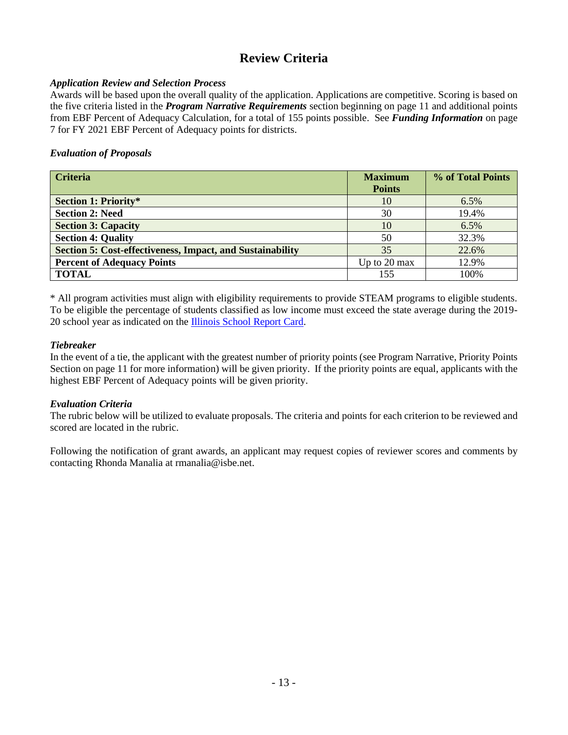# Review Criteria

***Application Review and Selection Process***

Awards will be based upon the overall quality of the application. Applications are competitive. Scoring is based on the five criteria listed in the ***Program Narrative Requirements*** section beginning on page 11 and additional points from EBF Percent of Adequacy Calculation, for a total of 155 points possible. See ***Funding Information*** on page 7 for FY 2021 EBF Percent of Adequacy points for districts.

***Evaluation of Proposals***

| Criteria | Maximum Points | % of Total Points |
|---|---|---|
| **Section 1: Priority*** | 10 | 6.5% |
| **Section 2: Need** | 30 | 19.4% |
| **Section 3: Capacity** | 10 | 6.5% |
| **Section 4: Quality** | 50 | 32.3% |
| **Section 5: Cost-effectiveness, Impact, and Sustainability** | 35 | 22.6% |
| **Percent of Adequacy Points** | Up to 20 max | 12.9% |
| **TOTAL** | 155 | 100% |

* All program activities must align with eligibility requirements to provide STEAM programs to eligible students. To be eligible the percentage of students classified as low income must exceed the state average during the 2019-20 school year as indicated on the Illinois School Report Card.

***Tiebreaker***

In the event of a tie, the applicant with the greatest number of priority points (see Program Narrative, Priority Points Section on page 11 for more information) will be given priority. If the priority points are equal, applicants with the highest EBF Percent of Adequacy points will be given priority.

***Evaluation Criteria***

The rubric below will be utilized to evaluate proposals. The criteria and points for each criterion to be reviewed and scored are located in the rubric.

Following the notification of grant awards, an applicant may request copies of reviewer scores and comments by contacting Rhonda Manalia at rmanalia@isbe.net.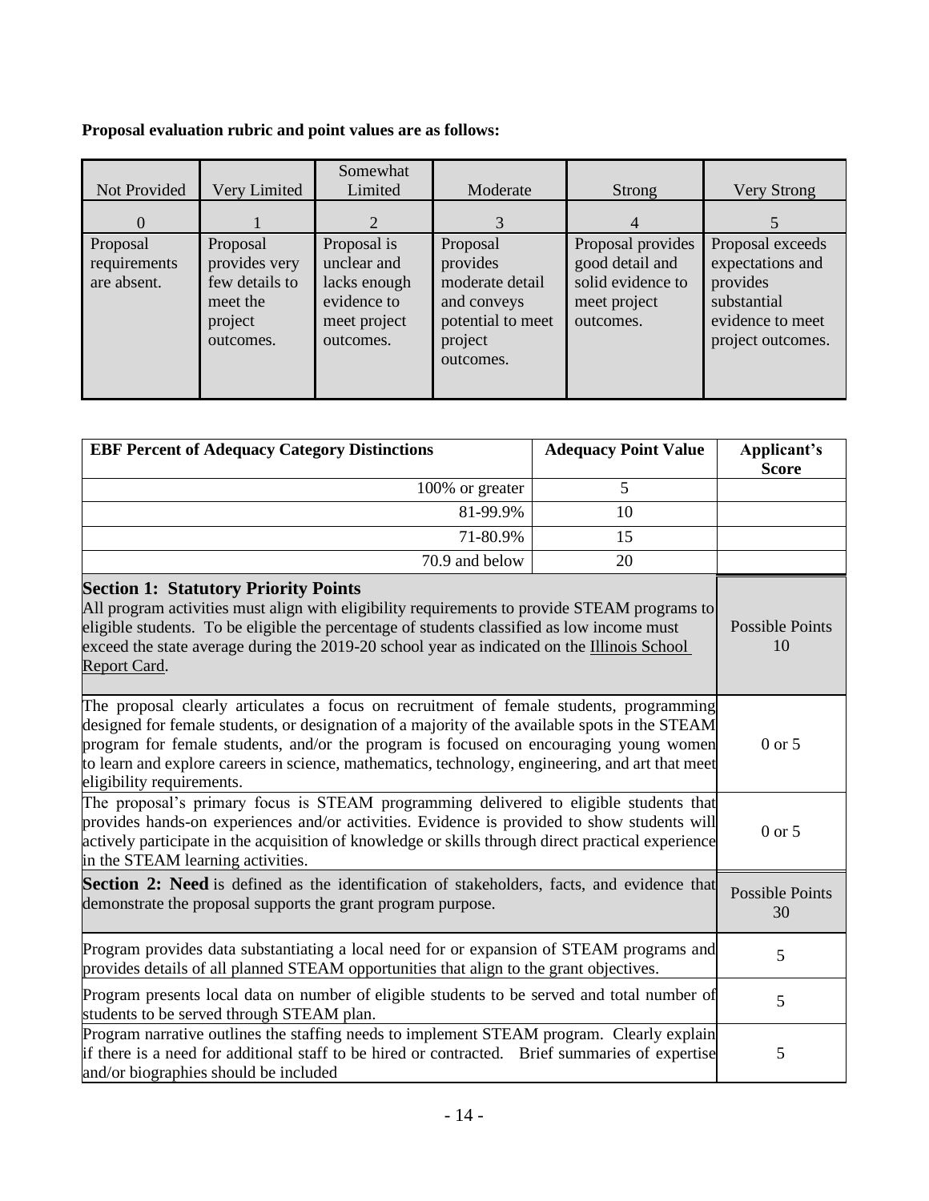**Proposal evaluation rubric and point values are as follows:**

| Not Provided | Very Limited | Somewhat Limited | Moderate | Strong | Very Strong |
|---|---|---|---|---|---|
| 0 | 1 | 2 | 3 | 4 | 5 |
| Proposal requirements are absent. | Proposal provides very few details to meet the project outcomes. | Proposal is unclear and lacks enough evidence to meet project outcomes. | Proposal provides moderate detail and conveys potential to meet project outcomes. | Proposal provides good detail and solid evidence to meet project outcomes. | Proposal exceeds expectations and provides substantial evidence to meet project outcomes. |

| EBF Percent of Adequacy Category Distinctions | Adequacy Point Value | Applicant's Score |
|---|---|---|
| 100% or greater | 5 | |
| 81-99.9% | 10 | |
| 71-80.9% | 15 | |
| 70.9 and below | 20 | |

| | |
|---|---|
| **Section 1: Statutory Priority Points**<br>All program activities must align with eligibility requirements to provide STEAM programs to eligible students. To be eligible the percentage of students classified as low income must exceed the state average during the 2019-20 school year as indicated on the Illinois School Report Card. | Possible Points 10 |
| The proposal clearly articulates a focus on recruitment of female students, programming designed for female students, or designation of a majority of the available spots in the STEAM program for female students, and/or the program is focused on encouraging young women to learn and explore careers in science, mathematics, technology, engineering, and art that meet eligibility requirements. | 0 or 5 |
| The proposal's primary focus is STEAM programming delivered to eligible students that provides hands-on experiences and/or activities. Evidence is provided to show students will actively participate in the acquisition of knowledge or skills through direct practical experience in the STEAM learning activities. | 0 or 5 |
| **Section 2: Need** is defined as the identification of stakeholders, facts, and evidence that demonstrate the proposal supports the grant program purpose. | Possible Points 30 |
| Program provides data substantiating a local need for or expansion of STEAM programs and provides details of all planned STEAM opportunities that align to the grant objectives. | 5 |
| Program presents local data on number of eligible students to be served and total number of students to be served through STEAM plan. | 5 |
| Program narrative outlines the staffing needs to implement STEAM program. Clearly explain if there is a need for additional staff to be hired or contracted. Brief summaries of expertise and/or biographies should be included | 5 |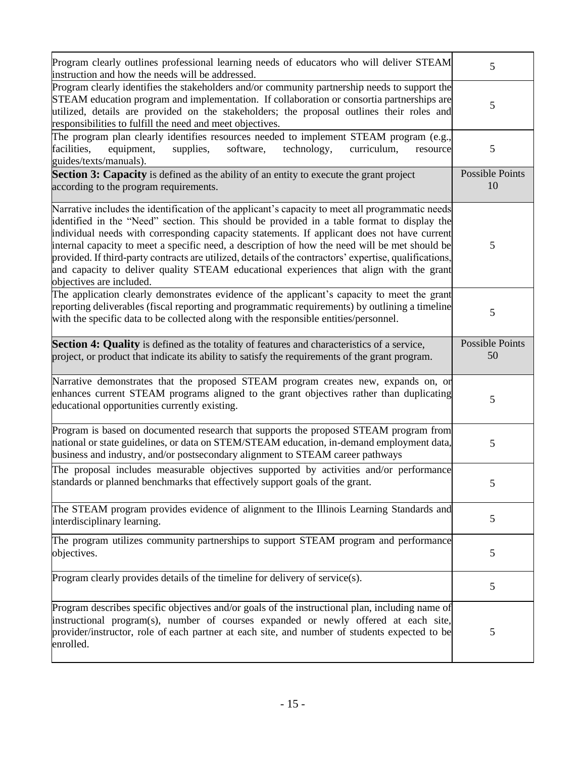| | |
|---|---|
| Program clearly outlines professional learning needs of educators who will deliver STEAM instruction and how the needs will be addressed. | 5 |
| Program clearly identifies the stakeholders and/or community partnership needs to support the STEAM education program and implementation. If collaboration or consortia partnerships are utilized, details are provided on the stakeholders; the proposal outlines their roles and responsibilities to fulfill the need and meet objectives. | 5 |
| The program plan clearly identifies resources needed to implement STEAM program (e.g., facilities, equipment, supplies, software, technology, curriculum, resource guides/texts/manuals). | 5 |
| **Section 3: Capacity** is defined as the ability of an entity to execute the grant project according to the program requirements. | Possible Points 10 |
| Narrative includes the identification of the applicant's capacity to meet all programmatic needs identified in the "Need" section. This should be provided in a table format to display the individual needs with corresponding capacity statements. If applicant does not have current internal capacity to meet a specific need, a description of how the need will be met should be provided. If third-party contracts are utilized, details of the contractors' expertise, qualifications, and capacity to deliver quality STEAM educational experiences that align with the grant objectives are included. | 5 |
| The application clearly demonstrates evidence of the applicant's capacity to meet the grant reporting deliverables (fiscal reporting and programmatic requirements) by outlining a timeline with the specific data to be collected along with the responsible entities/personnel. | 5 |
| **Section 4: Quality** is defined as the totality of features and characteristics of a service, project, or product that indicate its ability to satisfy the requirements of the grant program. | Possible Points 50 |
| Narrative demonstrates that the proposed STEAM program creates new, expands on, or enhances current STEAM programs aligned to the grant objectives rather than duplicating educational opportunities currently existing. | 5 |
| Program is based on documented research that supports the proposed STEAM program from national or state guidelines, or data on STEM/STEAM education, in-demand employment data, business and industry, and/or postsecondary alignment to STEAM career pathways | 5 |
| The proposal includes measurable objectives supported by activities and/or performance standards or planned benchmarks that effectively support goals of the grant. | 5 |
| The STEAM program provides evidence of alignment to the Illinois Learning Standards and interdisciplinary learning. | 5 |
| The program utilizes community partnerships to support STEAM program and performance objectives. | 5 |
| Program clearly provides details of the timeline for delivery of service(s). | 5 |
| Program describes specific objectives and/or goals of the instructional plan, including name of instructional program(s), number of courses expanded or newly offered at each site, provider/instructor, role of each partner at each site, and number of students expected to be enrolled. | 5 |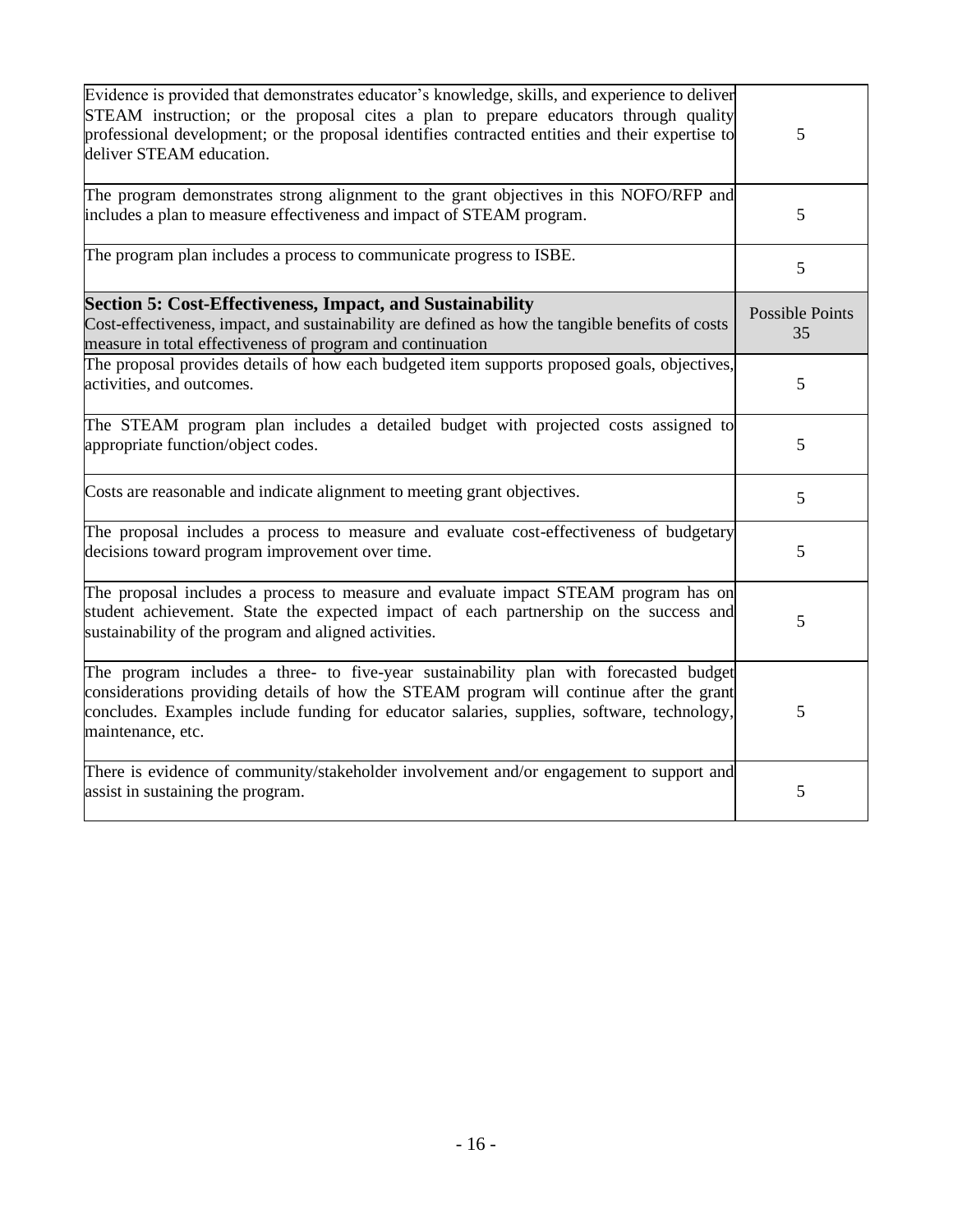| | |
|---|---|
| Evidence is provided that demonstrates educator's knowledge, skills, and experience to deliver STEAM instruction; or the proposal cites a plan to prepare educators through quality professional development; or the proposal identifies contracted entities and their expertise to deliver STEAM education. | 5 |
| The program demonstrates strong alignment to the grant objectives in this NOFO/RFP and includes a plan to measure effectiveness and impact of STEAM program. | 5 |
| The program plan includes a process to communicate progress to ISBE. | 5 |
| **Section 5: Cost-Effectiveness, Impact, and Sustainability** Cost-effectiveness, impact, and sustainability are defined as how the tangible benefits of costs measure in total effectiveness of program and continuation | Possible Points 35 |
| The proposal provides details of how each budgeted item supports proposed goals, objectives, activities, and outcomes. | 5 |
| The STEAM program plan includes a detailed budget with projected costs assigned to appropriate function/object codes. | 5 |
| Costs are reasonable and indicate alignment to meeting grant objectives. | 5 |
| The proposal includes a process to measure and evaluate cost-effectiveness of budgetary decisions toward program improvement over time. | 5 |
| The proposal includes a process to measure and evaluate impact STEAM program has on student achievement. State the expected impact of each partnership on the success and sustainability of the program and aligned activities. | 5 |
| The program includes a three- to five-year sustainability plan with forecasted budget considerations providing details of how the STEAM program will continue after the grant concludes. Examples include funding for educator salaries, supplies, software, technology, maintenance, etc. | 5 |
| There is evidence of community/stakeholder involvement and/or engagement to support and assist in sustaining the program. | 5 |